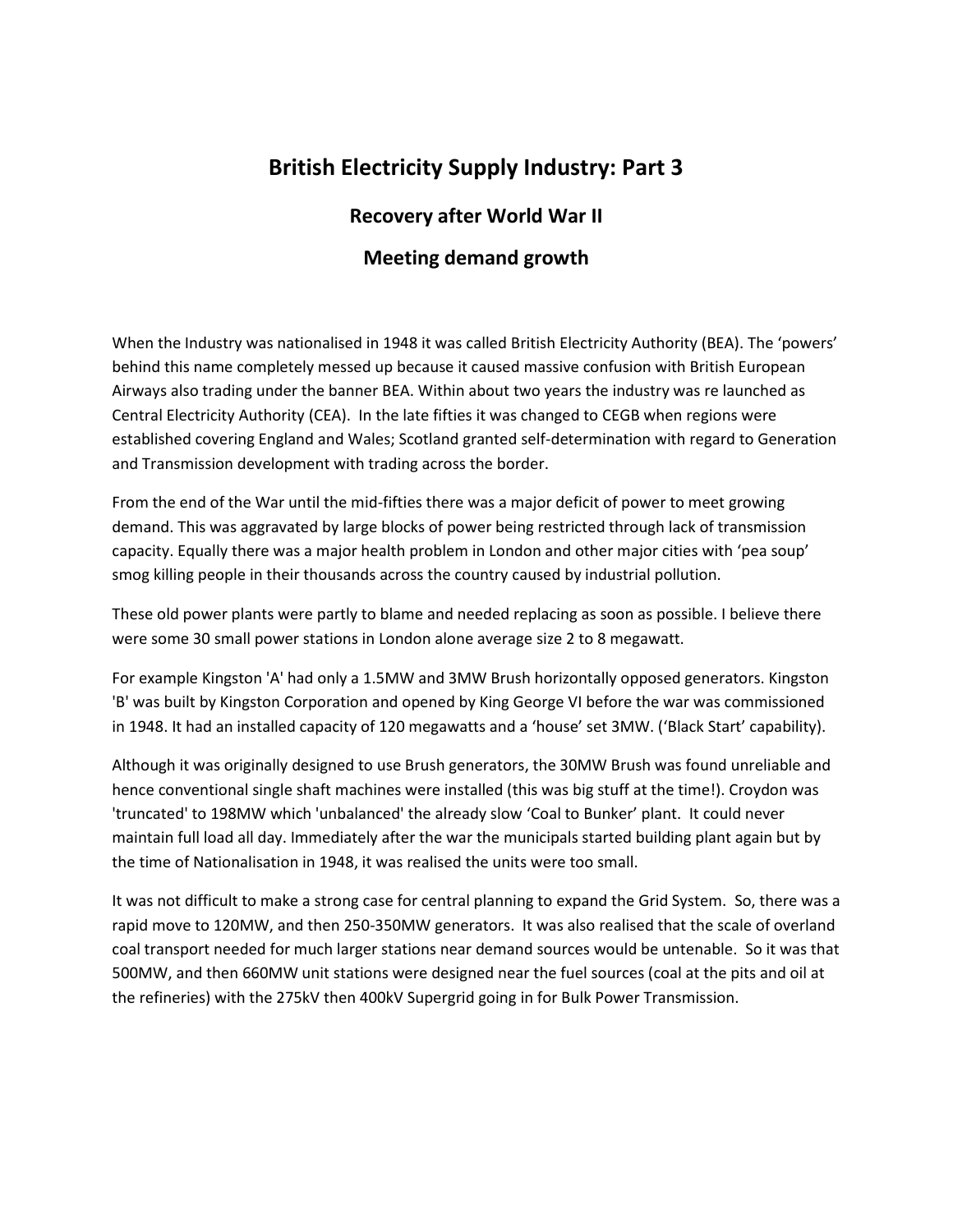# British Electricity Supply Industry: Part 3

## Recovery after World War II

## Meeting demand growth

When the Industry was nationalised in 1948 it was called British Electricity Authority (BEA). The 'powers' behind this name completely messed up because it caused massive confusion with British European Airways also trading under the banner BEA. Within about two years the industry was re launched as Central Electricity Authority (CEA). In the late fifties it was changed to CEGB when regions were established covering England and Wales; Scotland granted self-determination with regard to Generation and Transmission development with trading across the border.

From the end of the War until the mid-fifties there was a major deficit of power to meet growing demand. This was aggravated by large blocks of power being restricted through lack of transmission capacity. Equally there was a major health problem in London and other major cities with 'pea soup' smog killing people in their thousands across the country caused by industrial pollution.

These old power plants were partly to blame and needed replacing as soon as possible. I believe there were some 30 small power stations in London alone average size 2 to 8 megawatt.

For example Kingston 'A' had only a 1.5MW and 3MW Brush horizontally opposed generators. Kingston 'B' was built by Kingston Corporation and opened by King George VI before the war was commissioned in 1948. It had an installed capacity of 120 megawatts and a 'house' set 3MW. ('Black Start' capability).

Although it was originally designed to use Brush generators, the 30MW Brush was found unreliable and hence conventional single shaft machines were installed (this was big stuff at the time!). Croydon was 'truncated' to 198MW which 'unbalanced' the already slow 'Coal to Bunker' plant. It could never maintain full load all day. Immediately after the war the municipals started building plant again but by the time of Nationalisation in 1948, it was realised the units were too small.

It was not difficult to make a strong case for central planning to expand the Grid System. So, there was a rapid move to 120MW, and then 250-350MW generators. It was also realised that the scale of overland coal transport needed for much larger stations near demand sources would be untenable. So it was that 500MW, and then 660MW unit stations were designed near the fuel sources (coal at the pits and oil at the refineries) with the 275kV then 400kV Supergrid going in for Bulk Power Transmission.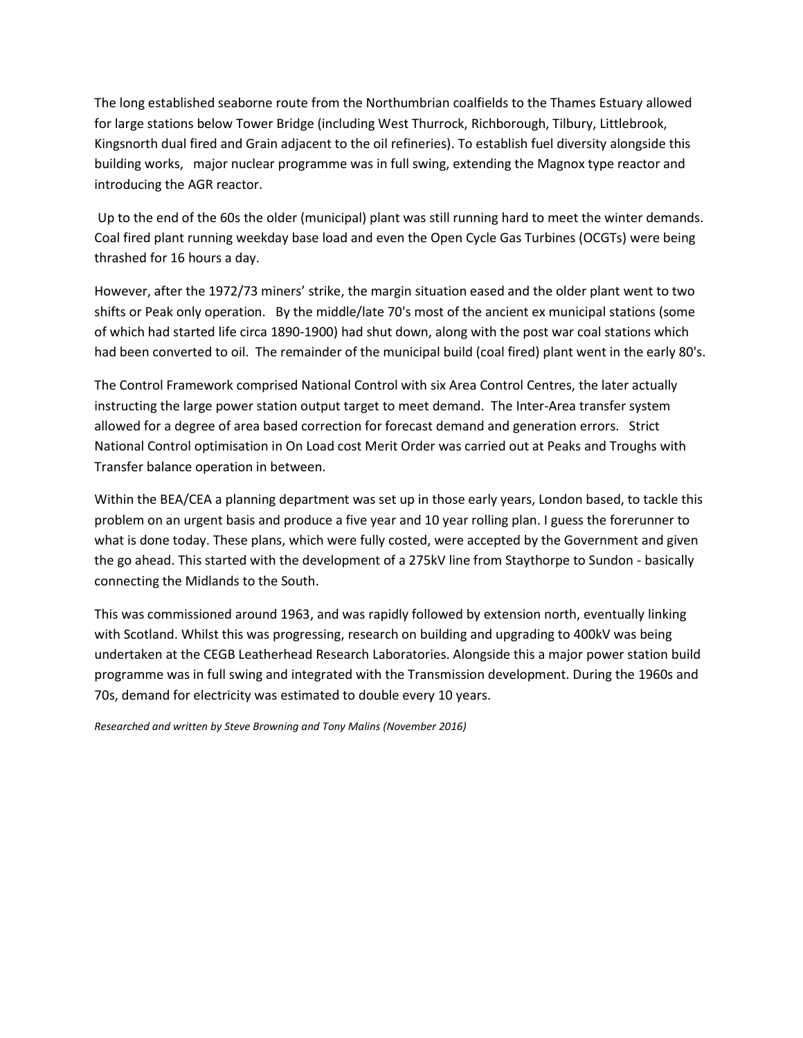The long established seaborne route from the Northumbrian coalfields to the Thames Estuary allowed for large stations below Tower Bridge (including West Thurrock, Richborough, Tilbury, Littlebrook, Kingsnorth dual fired and Grain adjacent to the oil refineries). To establish fuel diversity alongside this building works, major nuclear programme was in full swing, extending the Magnox type reactor and introducing the AGR reactor.

Up to the end of the 60s the older (municipal) plant was still running hard to meet the winter demands. Coal fired plant running weekday base load and even the Open Cycle Gas Turbines (OCGTs) were being thrashed for 16 hours a day.

However, after the 1972/73 miners' strike, the margin situation eased and the older plant went to two shifts or Peak only operation. By the middle/late 70's most of the ancient ex municipal stations (some of which had started life circa 1890-1900) had shut down, along with the post war coal stations which had been converted to oil. The remainder of the municipal build (coal fired) plant went in the early 80's.

The Control Framework comprised National Control with six Area Control Centres, the later actually instructing the large power station output target to meet demand. The Inter-Area transfer system allowed for a degree of area based correction for forecast demand and generation errors. Strict National Control optimisation in On Load cost Merit Order was carried out at Peaks and Troughs with Transfer balance operation in between.

Within the BEA/CEA a planning department was set up in those early years, London based, to tackle this problem on an urgent basis and produce a five year and 10 year rolling plan. I guess the forerunner to what is done today. These plans, which were fully costed, were accepted by the Government and given the go ahead. This started with the development of a 275kV line from Staythorpe to Sundon - basically connecting the Midlands to the South.

This was commissioned around 1963, and was rapidly followed by extension north, eventually linking with Scotland. Whilst this was progressing, research on building and upgrading to 400kV was being undertaken at the CEGB Leatherhead Research Laboratories. Alongside this a major power station build programme was in full swing and integrated with the Transmission development. During the 1960s and 70s, demand for electricity was estimated to double every 10 years.

*Researched and written by Steve Browning and Tony Malins (November 2016)*